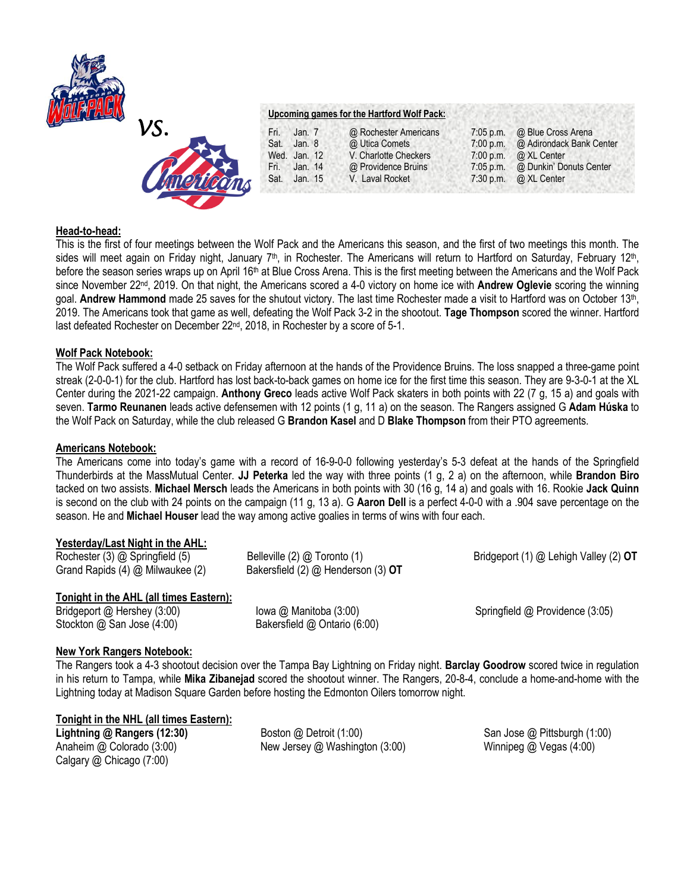vs.

**Upcoming games for the Hartford Wolf Pack:**

| | | | | |
|---|---|---|---|---|
| Fri. | Jan. 7 | @ Rochester Americans | 7:05 p.m. | @ Blue Cross Arena |
| Sat. | Jan. 8 | @ Utica Comets | 7:00 p.m. | @ Adirondack Bank Center |
| Wed. | Jan. 12 | V. Charlotte Checkers | 7:00 p.m. | @ XL Center |
| Fri. | Jan. 14 | @ Providence Bruins | 7:05 p.m. | @ Dunkin' Donuts Center |
| Sat. | Jan. 15 | V. Laval Rocket | 7:30 p.m. | @ XL Center |

## Head-to-head:

This is the first of four meetings between the Wolf Pack and the Americans this season, and the first of two meetings this month. The sides will meet again on Friday night, January 7th, in Rochester. The Americans will return to Hartford on Saturday, February 12th, before the season series wraps up on April 16th at Blue Cross Arena. This is the first meeting between the Americans and the Wolf Pack since November 22nd, 2019. On that night, the Americans scored a 4-0 victory on home ice with **Andrew Oglevie** scoring the winning goal. **Andrew Hammond** made 25 saves for the shutout victory. The last time Rochester made a visit to Hartford was on October 13th, 2019. The Americans took that game as well, defeating the Wolf Pack 3-2 in the shootout. **Tage Thompson** scored the winner. Hartford last defeated Rochester on December 22nd, 2018, in Rochester by a score of 5-1.

## Wolf Pack Notebook:

The Wolf Pack suffered a 4-0 setback on Friday afternoon at the hands of the Providence Bruins. The loss snapped a three-game point streak (2-0-0-1) for the club. Hartford has lost back-to-back games on home ice for the first time this season. They are 9-3-0-1 at the XL Center during the 2021-22 campaign. **Anthony Greco** leads active Wolf Pack skaters in both points with 22 (7 g, 15 a) and goals with seven. **Tarmo Reunanen** leads active defensemen with 12 points (1 g, 11 a) on the season. The Rangers assigned G **Adam Húska** to the Wolf Pack on Saturday, while the club released G **Brandon Kasel** and D **Blake Thompson** from their PTO agreements.

## Americans Notebook:

The Americans come into today's game with a record of 16-9-0-0 following yesterday's 5-3 defeat at the hands of the Springfield Thunderbirds at the MassMutual Center. **JJ Peterka** led the way with three points (1 g, 2 a) on the afternoon, while **Brandon Biro** tacked on two assists. **Michael Mersch** leads the Americans in both points with 30 (16 g, 14 a) and goals with 16. Rookie **Jack Quinn** is second on the club with 24 points on the campaign (11 g, 13 a). G **Aaron Dell** is a perfect 4-0-0 with a .904 save percentage on the season. He and **Michael Houser** lead the way among active goalies in terms of wins with four each.

## Yesterday/Last Night in the AHL:

Rochester (3) @ Springfield (5)
Grand Rapids (4) @ Milwaukee (2)
Belleville (2) @ Toronto (1)
Bakersfield (2) @ Henderson (3) **OT**
Bridgeport (1) @ Lehigh Valley (2) **OT**

## Tonight in the AHL (all times Eastern):

Bridgeport @ Hershey (3:00)
Stockton @ San Jose (4:00)
Iowa @ Manitoba (3:00)
Bakersfield @ Ontario (6:00)
Springfield @ Providence (3:05)

## New York Rangers Notebook:

The Rangers took a 4-3 shootout decision over the Tampa Bay Lightning on Friday night. **Barclay Goodrow** scored twice in regulation in his return to Tampa, while **Mika Zibanejad** scored the shootout winner. The Rangers, 20-8-4, conclude a home-and-home with the Lightning today at Madison Square Garden before hosting the Edmonton Oilers tomorrow night.

## Tonight in the NHL (all times Eastern):

**Lightning @ Rangers (12:30)**
Anaheim @ Colorado (3:00)
Calgary @ Chicago (7:00)
Boston @ Detroit (1:00)
New Jersey @ Washington (3:00)
San Jose @ Pittsburgh (1:00)
Winnipeg @ Vegas (4:00)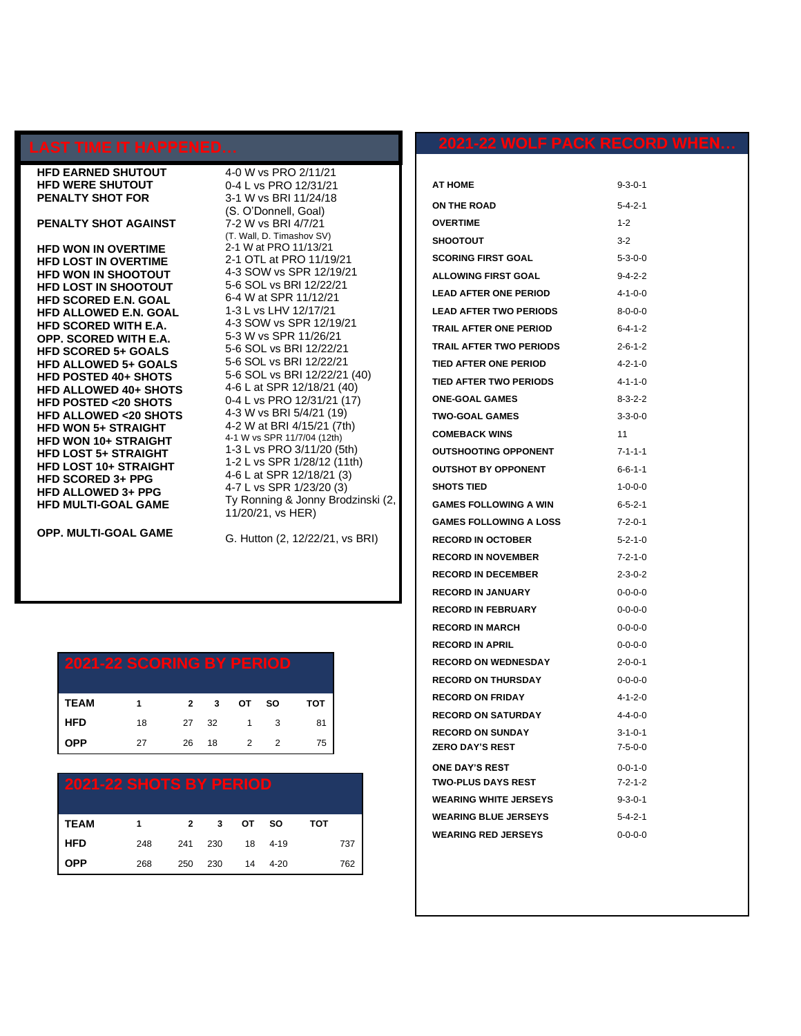## LAST TIME IT HAPPENED…

| | |
|---|---|
| **HFD EARNED SHUTOUT** | 4-0 W vs PRO 2/11/21 |
| **HFD WERE SHUTOUT** | 0-4 L vs PRO 12/31/21 |
| **PENALTY SHOT FOR** | 3-1 W vs BRI 11/24/18 (S. O'Donnell, Goal) |
| **PENALTY SHOT AGAINST** | 7-2 W vs BRI 4/7/21 (T. Wall, D. Timashov SV) |
| **HFD WON IN OVERTIME** | 2-1 W at PRO 11/13/21 |
| **HFD LOST IN OVERTIME** | 2-1 OTL at PRO 11/19/21 |
| **HFD WON IN SHOOTOUT** | 4-3 SOW vs SPR 12/19/21 |
| **HFD LOST IN SHOOTOUT** | 5-6 SOL vs BRI 12/22/21 |
| **HFD SCORED E.N. GOAL** | 6-4 W at SPR 11/12/21 |
| **HFD ALLOWED E.N. GOAL** | 1-3 L vs LHV 12/17/21 |
| **HFD SCORED WITH E.A.** | 4-3 SOW vs SPR 12/19/21 |
| **OPP. SCORED WITH E.A.** | 5-3 W vs SPR 11/26/21 |
| **HFD SCORED 5+ GOALS** | 5-6 SOL vs BRI 12/22/21 |
| **HFD ALLOWED 5+ GOALS** | 5-6 SOL vs BRI 12/22/21 |
| **HFD POSTED 40+ SHOTS** | 5-6 SOL vs BRI 12/22/21 (40) |
| **HFD ALLOWED 40+ SHOTS** | 4-6 L at SPR 12/18/21 (40) |
| **HFD POSTED <20 SHOTS** | 0-4 L vs PRO 12/31/21 (17) |
| **HFD ALLOWED <20 SHOTS** | 4-3 W vs BRI 5/4/21 (19) |
| **HFD WON 5+ STRAIGHT** | 4-2 W at BRI 4/15/21 (7th) |
| **HFD WON 10+ STRAIGHT** | 4-1 W vs SPR 11/7/04 (12th) |
| **HFD LOST 5+ STRAIGHT** | 1-3 L vs PRO 3/11/20 (5th) |
| **HFD LOST 10+ STRAIGHT** | 1-2 L vs SPR 1/28/12 (11th) |
| **HFD SCORED 3+ PPG** | 4-6 L at SPR 12/18/21 (3) |
| **HFD ALLOWED 3+ PPG** | 4-7 L vs SPR 1/23/20 (3) |
| **HFD MULTI-GOAL GAME** | Ty Ronning & Jonny Brodzinski (2, 11/20/21, vs HER) |
| **OPP. MULTI-GOAL GAME** | G. Hutton (2, 12/22/21, vs BRI) |

## 2021-22 SCORING BY PERIOD

| TEAM | 1 | 2 | 3 | OT | SO | TOT |
|---|---|---|---|---|---|---|
| HFD | 18 | 27 | 32 | 1 | 3 | 81 |
| OPP | 27 | 26 | 18 | 2 | 2 | 75 |

## 2021-22 SHOTS BY PERIOD

| TEAM | 1 | 2 | 3 | OT | SO | TOT |
|---|---|---|---|---|---|---|
| HFD | 248 | 241 | 230 | 18 | 4-19 | 737 |
| OPP | 268 | 250 | 230 | 14 | 4-20 | 762 |

## 2021-22 WOLF PACK RECORD WHEN…

| | |
|---|---|
| **AT HOME** | 9-3-0-1 |
| **ON THE ROAD** | 5-4-2-1 |
| **OVERTIME** | 1-2 |
| **SHOOTOUT** | 3-2 |
| **SCORING FIRST GOAL** | 5-3-0-0 |
| **ALLOWING FIRST GOAL** | 9-4-2-2 |
| **LEAD AFTER ONE PERIOD** | 4-1-0-0 |
| **LEAD AFTER TWO PERIODS** | 8-0-0-0 |
| **TRAIL AFTER ONE PERIOD** | 6-4-1-2 |
| **TRAIL AFTER TWO PERIODS** | 2-6-1-2 |
| **TIED AFTER ONE PERIOD** | 4-2-1-0 |
| **TIED AFTER TWO PERIODS** | 4-1-1-0 |
| **ONE-GOAL GAMES** | 8-3-2-2 |
| **TWO-GOAL GAMES** | 3-3-0-0 |
| **COMEBACK WINS** | 11 |
| **OUTSHOOTING OPPONENT** | 7-1-1-1 |
| **OUTSHOT BY OPPONENT** | 6-6-1-1 |
| **SHOTS TIED** | 1-0-0-0 |
| **GAMES FOLLOWING A WIN** | 6-5-2-1 |
| **GAMES FOLLOWING A LOSS** | 7-2-0-1 |
| **RECORD IN OCTOBER** | 5-2-1-0 |
| **RECORD IN NOVEMBER** | 7-2-1-0 |
| **RECORD IN DECEMBER** | 2-3-0-2 |
| **RECORD IN JANUARY** | 0-0-0-0 |
| **RECORD IN FEBRUARY** | 0-0-0-0 |
| **RECORD IN MARCH** | 0-0-0-0 |
| **RECORD IN APRIL** | 0-0-0-0 |
| **RECORD ON WEDNESDAY** | 2-0-0-1 |
| **RECORD ON THURSDAY** | 0-0-0-0 |
| **RECORD ON FRIDAY** | 4-1-2-0 |
| **RECORD ON SATURDAY** | 4-4-0-0 |
| **RECORD ON SUNDAY** | 3-1-0-1 |
| **ZERO DAY'S REST** | 7-5-0-0 |
| **ONE DAY'S REST** | 0-0-1-0 |
| **TWO-PLUS DAYS REST** | 7-2-1-2 |
| **WEARING WHITE JERSEYS** | 9-3-0-1 |
| **WEARING BLUE JERSEYS** | 5-4-2-1 |
| **WEARING RED JERSEYS** | 0-0-0-0 |